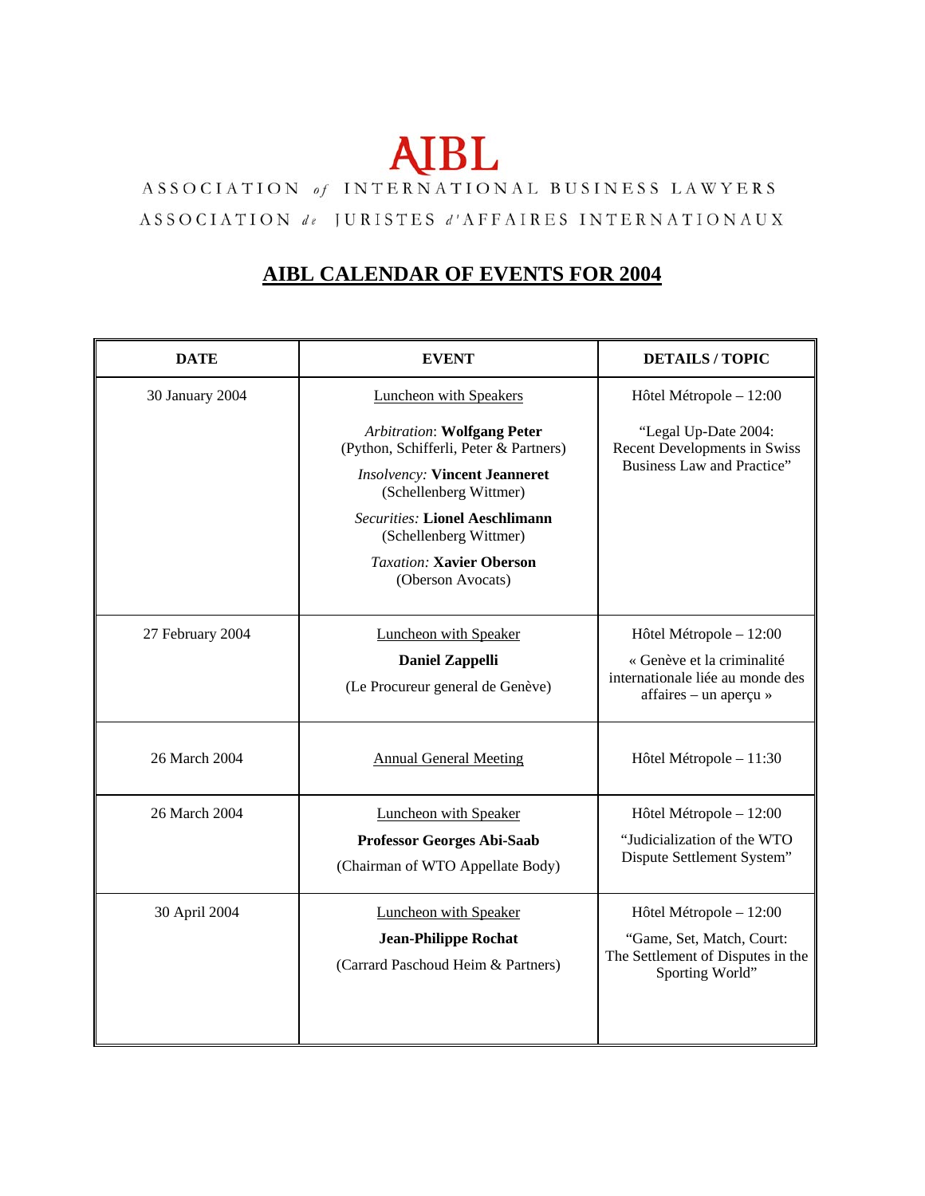# AIBL

ASSOCIATION *of* INTERNATIONAL BUSINESS LAWYERS

ASSOCIATION *de* JURISTES *d'*AFFAIRES INTERNATIONAUX

## AIBL CALENDAR OF EVENTS FOR 2004

| DATE | EVENT | DETAILS / TOPIC |
|---|---|---|
| 30 January 2004 | Luncheon with Speakers<br>*Arbitration*: **Wolfgang Peter** (Python, Schifferli, Peter & Partners)<br>*Insolvency:* **Vincent Jeanneret** (Schellenberg Wittmer)<br>*Securities:* **Lionel Aeschlimann** (Schellenberg Wittmer)<br>*Taxation:* **Xavier Oberson** (Oberson Avocats) | Hôtel Métropole – 12:00<br>"Legal Up-Date 2004: Recent Developments in Swiss Business Law and Practice" |
| 27 February 2004 | Luncheon with Speaker<br>**Daniel Zappelli**<br>(Le Procureur general de Genève) | Hôtel Métropole – 12:00<br>« Genève et la criminalité internationale liée au monde des affaires – un aperçu » |
| 26 March 2004 | Annual General Meeting | Hôtel Métropole – 11:30 |
| 26 March 2004 | Luncheon with Speaker<br>**Professor Georges Abi-Saab**<br>(Chairman of WTO Appellate Body) | Hôtel Métropole – 12:00<br>"Judicialization of the WTO Dispute Settlement System" |
| 30 April 2004 | Luncheon with Speaker<br>**Jean-Philippe Rochat**<br>(Carrard Paschoud Heim & Partners) | Hôtel Métropole – 12:00<br>"Game, Set, Match, Court: The Settlement of Disputes in the Sporting World" |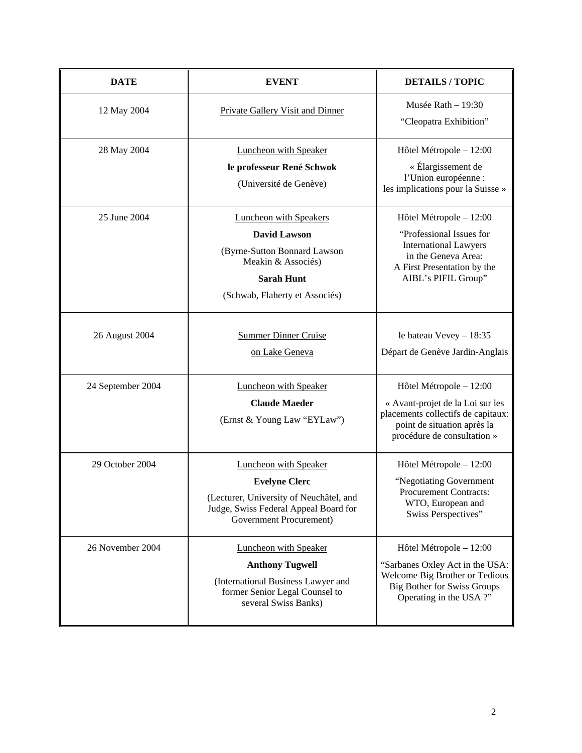| DATE | EVENT | DETAILS / TOPIC |
|---|---|---|
| 12 May 2004 | Private Gallery Visit and Dinner | Musée Rath – 19:30<br>"Cleopatra Exhibition" |
| 28 May 2004 | Luncheon with Speaker<br>**le professeur René Schwok**<br>(Université de Genève) | Hôtel Métropole – 12:00<br>« Élargissement de l'Union européenne : les implications pour la Suisse » |
| 25 June 2004 | Luncheon with Speakers<br>**David Lawson**<br>(Byrne-Sutton Bonnard Lawson Meakin & Associés)<br>**Sarah Hunt**<br>(Schwab, Flaherty et Associés) | Hôtel Métropole – 12:00<br>"Professional Issues for International Lawyers in the Geneva Area: A First Presentation by the AIBL's PIFIL Group" |
| 26 August 2004 | Summer Dinner Cruise on Lake Geneva | le bateau Vevey – 18:35<br>Départ de Genève Jardin-Anglais |
| 24 September 2004 | Luncheon with Speaker<br>**Claude Maeder**<br>(Ernst & Young Law "EYLaw") | Hôtel Métropole – 12:00<br>« Avant-projet de la Loi sur les placements collectifs de capitaux: point de situation après la procédure de consultation » |
| 29 October 2004 | Luncheon with Speaker<br>**Evelyne Clerc**<br>(Lecturer, University of Neuchâtel, and Judge, Swiss Federal Appeal Board for Government Procurement) | Hôtel Métropole – 12:00<br>"Negotiating Government Procurement Contracts: WTO, European and Swiss Perspectives" |
| 26 November 2004 | Luncheon with Speaker<br>**Anthony Tugwell**<br>(International Business Lawyer and former Senior Legal Counsel to several Swiss Banks) | Hôtel Métropole – 12:00<br>"Sarbanes Oxley Act in the USA: Welcome Big Brother or Tedious Big Bother for Swiss Groups Operating in the USA ?" |